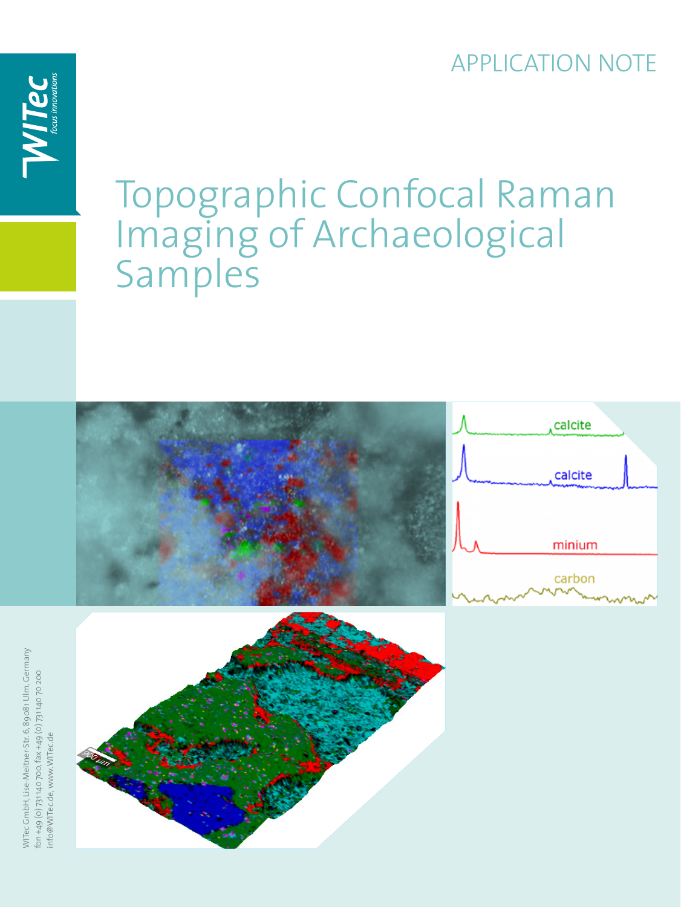APPLICATION NOTE

# Topographic Confocal Raman Imaging of Archaeological Samples

WITec GmbH, Lise-Meitner-Str. 6, 89081 Ulm, Germany
fon +49 (0) 731 140 700, fax +49 (0) 731 140 70 200
info@WITec.de, www.WITec.de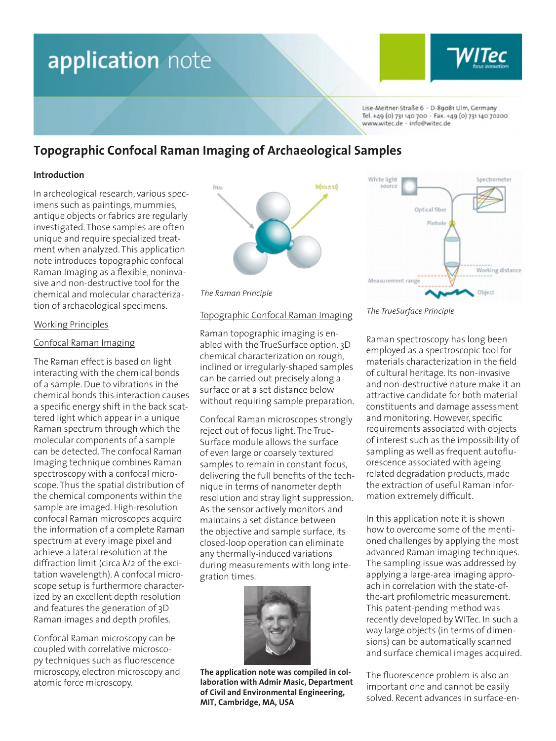# Topographic Confocal Raman Imaging of Archaeological Samples

**Introduction**

In archeological research, various specimens such as paintings, mummies, antique objects or fabrics are regularly investigated. Those samples are often unique and require specialized treatment when analyzed. This application note introduces topographic confocal Raman Imaging as a flexible, noninvasive and non-destructive tool for the chemical and molecular characterization of archaeological specimens.

Working Principles

Confocal Raman Imaging

The Raman effect is based on light interacting with the chemical bonds of a sample. Due to vibrations in the chemical bonds this interaction causes a specific energy shift in the back scattered light which appear in a unique Raman spectrum through which the molecular components of a sample can be detected. The confocal Raman Imaging technique combines Raman spectroscopy with a confocal microscope. Thus the spatial distribution of the chemical components within the sample are imaged. High-resolution confocal Raman microscopes acquire the information of a complete Raman spectrum at every image pixel and achieve a lateral resolution at the diffraction limit (circa $\lambda/2$ of the excitation wavelength). A confocal microscope setup is furthermore characterized by an excellent depth resolution and features the generation of 3D Raman images and depth profiles.

Confocal Raman microscopy can be coupled with correlative microscopy techniques such as fluorescence microscopy, electron microscopy and atomic force microscopy.

*The Raman Principle*

Topographic Confocal Raman Imaging

Raman topographic imaging is enabled with the TrueSurface option. 3D chemical characterization on rough, inclined or irregularly-shaped samples can be carried out precisely along a surface or at a set distance below without requiring sample preparation.

Confocal Raman microscopes strongly reject out of focus light. The TrueSurface module allows the surface of even large or coarsely textured samples to remain in constant focus, delivering the full benefits of the technique in terms of nanometer depth resolution and stray light suppression. As the sensor actively monitors and maintains a set distance between the objective and sample surface, its closed-loop operation can eliminate any thermally-induced variations during measurements with long integration times.

**The application note was compiled in collaboration with Admir Masic, Department of Civil and Environmental Engineering, MIT, Cambridge, MA, USA**

*The TrueSurface Principle*

Raman spectroscopy has long been employed as a spectroscopic tool for materials characterization in the field of cultural heritage. Its non-invasive and non-destructive nature make it an attractive candidate for both material constituents and damage assessment and monitoring. However, specific requirements associated with objects of interest such as the impossibility of sampling as well as frequent autofluorescence associated with ageing related degradation products, made the extraction of useful Raman information extremely difficult.

In this application note it is shown how to overcome some of the mentioned challenges by applying the most advanced Raman imaging techniques. The sampling issue was addressed by applying a large-area imaging approach in correlation with the state-of-the-art profilometric measurement. This patent-pending method was recently developed by WITec. In such a way large objects (in terms of dimensions) can be automatically scanned and surface chemical images acquired.

The fluorescence problem is also an important one and cannot be easily solved. Recent advances in surface-en-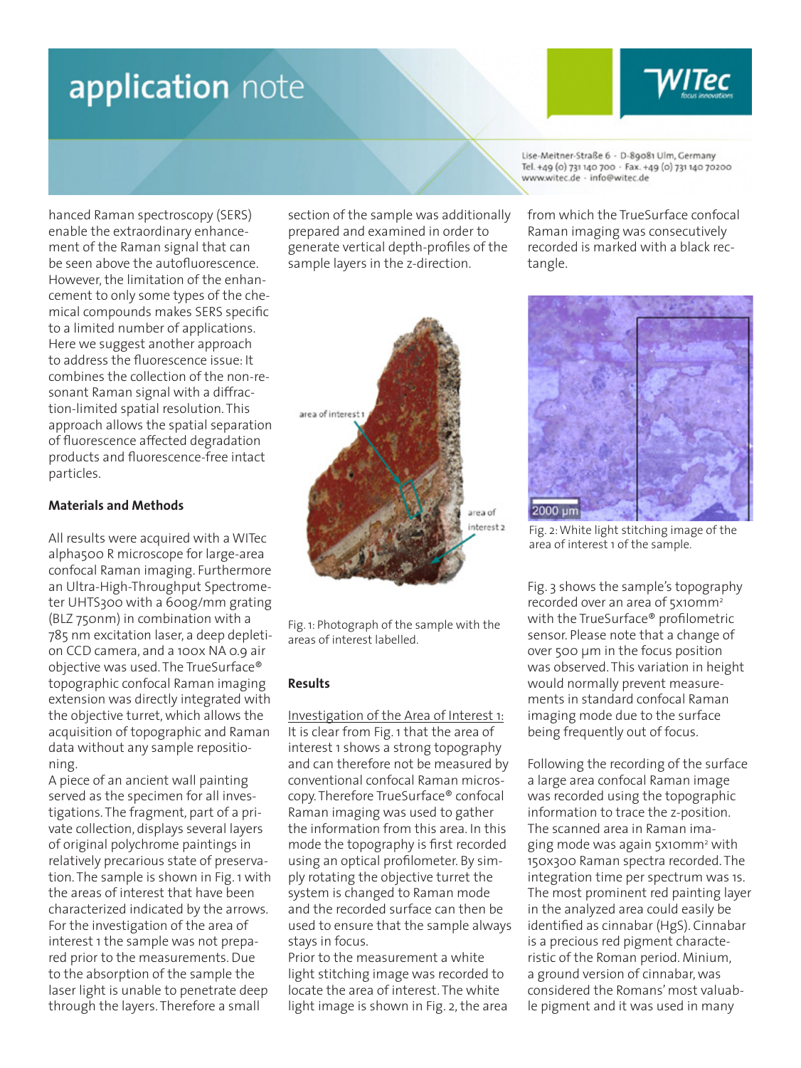hanced Raman spectroscopy (SERS) enable the extraordinary enhancement of the Raman signal that can be seen above the autofluorescence. However, the limitation of the enhancement to only some types of the chemical compounds makes SERS specific to a limited number of applications. Here we suggest another approach to address the fluorescence issue: It combines the collection of the non-resonant Raman signal with a diffraction-limited spatial resolution. This approach allows the spatial separation of fluorescence affected degradation products and fluorescence-free intact particles.

**Materials and Methods**

All results were acquired with a WITec alpha500 R microscope for large-area confocal Raman imaging. Furthermore an Ultra-High-Throughput Spectrometer UHTS300 with a 600g/mm grating (BLZ 750nm) in combination with a 785 nm excitation laser, a deep depletion CCD camera, and a 100x NA 0.9 air objective was used. The TrueSurface® topographic confocal Raman imaging extension was directly integrated with the objective turret, which allows the acquisition of topographic and Raman data without any sample repositioning.

A piece of an ancient wall painting served as the specimen for all investigations. The fragment, part of a private collection, displays several layers of original polychrome paintings in relatively precarious state of preservation. The sample is shown in Fig. 1 with the areas of interest that have been characterized indicated by the arrows. For the investigation of the area of interest 1 the sample was not prepared prior to the measurements. Due to the absorption of the sample the laser light is unable to penetrate deep through the layers. Therefore a small section of the sample was additionally prepared and examined in order to generate vertical depth-profiles of the sample layers in the z-direction.

Fig. 1: Photograph of the sample with the areas of interest labelled.

**Results**

Investigation of the Area of Interest 1: It is clear from Fig. 1 that the area of interest 1 shows a strong topography and can therefore not be measured by conventional confocal Raman microscopy. Therefore TrueSurface® confocal Raman imaging was used to gather the information from this area. In this mode the topography is first recorded using an optical profilometer. By simply rotating the objective turret the system is changed to Raman mode and the recorded surface can then be used to ensure that the sample always stays in focus.

Prior to the measurement a white light stitching image was recorded to locate the area of interest. The white light image is shown in Fig. 2, the area from which the TrueSurface confocal Raman imaging was consecutively recorded is marked with a black rectangle.

Fig. 2: White light stitching image of the area of interest 1 of the sample.

Fig. 3 shows the sample's topography recorded over an area of 5x10mm² with the TrueSurface® profilometric sensor. Please note that a change of over 500 µm in the focus position was observed. This variation in height would normally prevent measurements in standard confocal Raman imaging mode due to the surface being frequently out of focus.

Following the recording of the surface a large area confocal Raman image was recorded using the topographic information to trace the z-position. The scanned area in Raman imaging mode was again 5x10mm² with 150x300 Raman spectra recorded. The integration time per spectrum was 1s. The most prominent red painting layer in the analyzed area could easily be identified as cinnabar (HgS). Cinnabar is a precious red pigment characteristic of the Roman period. Minium, a ground version of cinnabar, was considered the Romans' most valuable pigment and it was used in many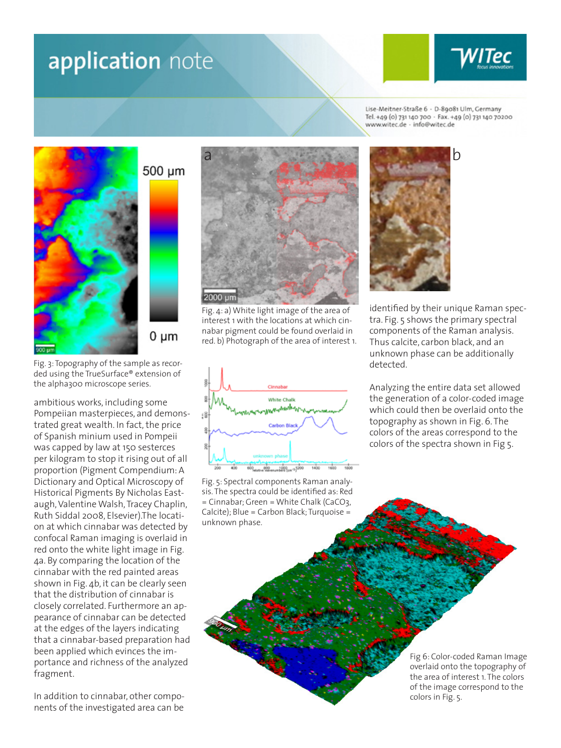Fig. 3: Topography of the sample as recorded using the TrueSurface® extension of the alpha300 microscope series.

Fig. 4: a) White light image of the area of interest 1 with the locations at which cinnabar pigment could be found overlaid in red. b) Photograph of the area of interest 1.

ambitious works, including some Pompeiian masterpieces, and demonstrated great wealth. In fact, the price of Spanish minium used in Pompeii was capped by law at 150 sesterces per kilogram to stop it rising out of all proportion (Pigment Compendium: A Dictionary and Optical Microscopy of Historical Pigments By Nicholas Eastaugh, Valentine Walsh, Tracey Chaplin, Ruth Siddal 2008, Elsevier).The location at which cinnabar was detected by confocal Raman imaging is overlaid in red onto the white light image in Fig. 4a. By comparing the location of the cinnabar with the red painted areas shown in Fig. 4b, it can be clearly seen that the distribution of cinnabar is closely correlated. Furthermore an appearance of cinnabar can be detected at the edges of the layers indicating that a cinnabar-based preparation had been applied which evinces the importance and richness of the analyzed fragment.

In addition to cinnabar, other components of the investigated area can be identified by their unique Raman spectra. Fig. 5 shows the primary spectral components of the Raman analysis. Thus calcite, carbon black, and an unknown phase can be additionally detected.

Fig. 5: Spectral components Raman analysis. The spectra could be identified as: Red = Cinnabar; Green = White Chalk ($CaCO_3$, Calcite); Blue = Carbon Black; Turquoise = unknown phase.

Analyzing the entire data set allowed the generation of a color-coded image which could then be overlaid onto the topography as shown in Fig. 6. The colors of the areas correspond to the colors of the spectra shown in Fig 5.

Fig 6: Color-coded Raman Image overlaid onto the topography of the area of interest 1. The colors of the image correspond to the colors in Fig. 5.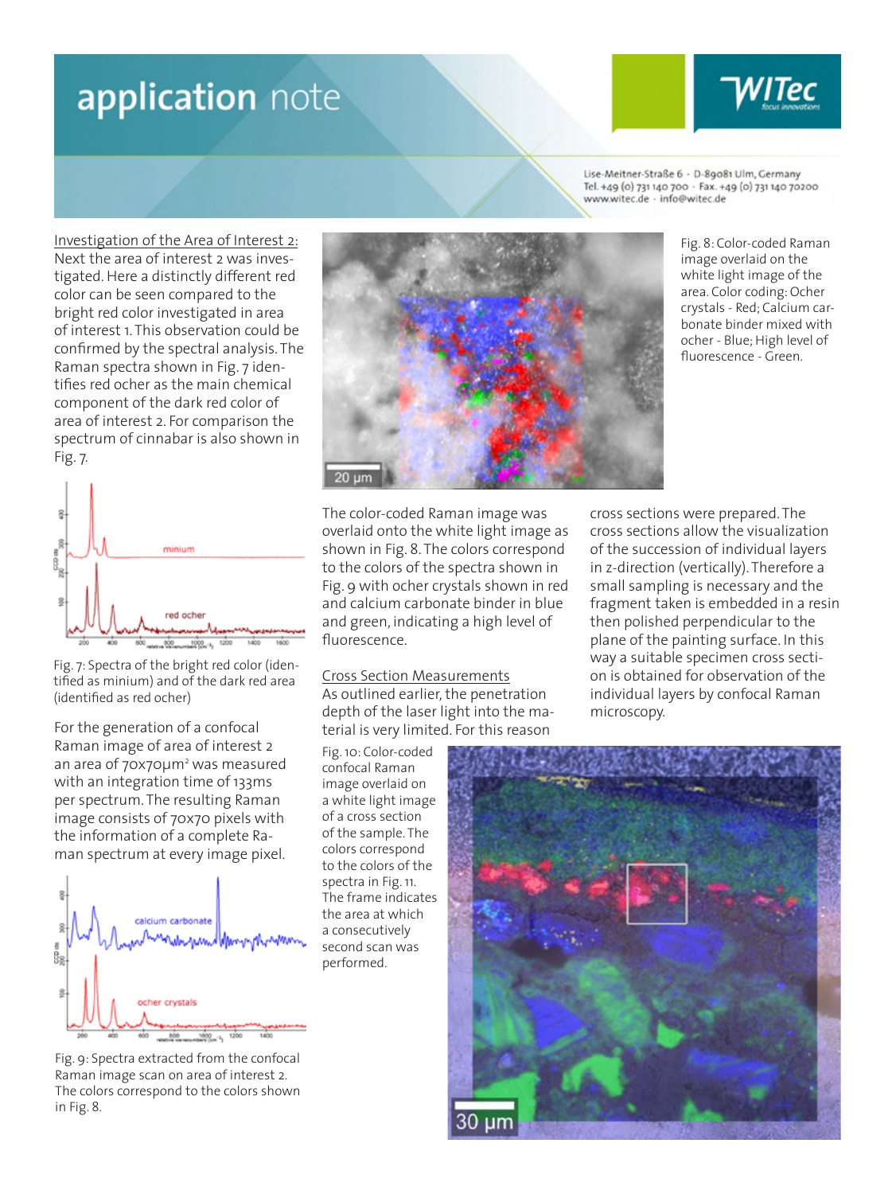Investigation of the Area of Interest 2:

Next the area of interest 2 was investigated. Here a distinctly different red color can be seen compared to the bright red color investigated in area of interest 1. This observation could be confirmed by the spectral analysis. The Raman spectra shown in Fig. 7 identifies red ocher as the main chemical component of the dark red color of area of interest 2. For comparison the spectrum of cinnabar is also shown in Fig. 7.

Fig. 7: Spectra of the bright red color (identified as minium) and of the dark red area (identified as red ocher)

For the generation of a confocal Raman image of area of interest 2 an area of 70x70µm² was measured with an integration time of 133ms per spectrum. The resulting Raman image consists of 70x70 pixels with the information of a complete Raman spectrum at every image pixel.

Fig. 9: Spectra extracted from the confocal Raman image scan on area of interest 2. The colors correspond to the colors shown in Fig. 8.

Fig. 8: Color-coded Raman image overlaid on the white light image of the area. Color coding: Ocher crystals - Red; Calcium carbonate binder mixed with ocher - Blue; High level of fluorescence - Green.

The color-coded Raman image was overlaid onto the white light image as shown in Fig. 8. The colors correspond to the colors of the spectra shown in Fig. 9 with ocher crystals shown in red and calcium carbonate binder in blue and green, indicating a high level of fluorescence.

Cross Section Measurements

As outlined earlier, the penetration depth of the laser light into the material is very limited. For this reason cross sections were prepared. The cross sections allow the visualization of the succession of individual layers in z-direction (vertically). Therefore a small sampling is necessary and the fragment taken is embedded in a resin then polished perpendicular to the plane of the painting surface. In this way a suitable specimen cross section is obtained for observation of the individual layers by confocal Raman microscopy.

Fig. 10: Color-coded confocal Raman image overlaid on a white light image of a cross section of the sample. The colors correspond to the colors of the spectra in Fig. 11. The frame indicates the area at which a consecutively second scan was performed.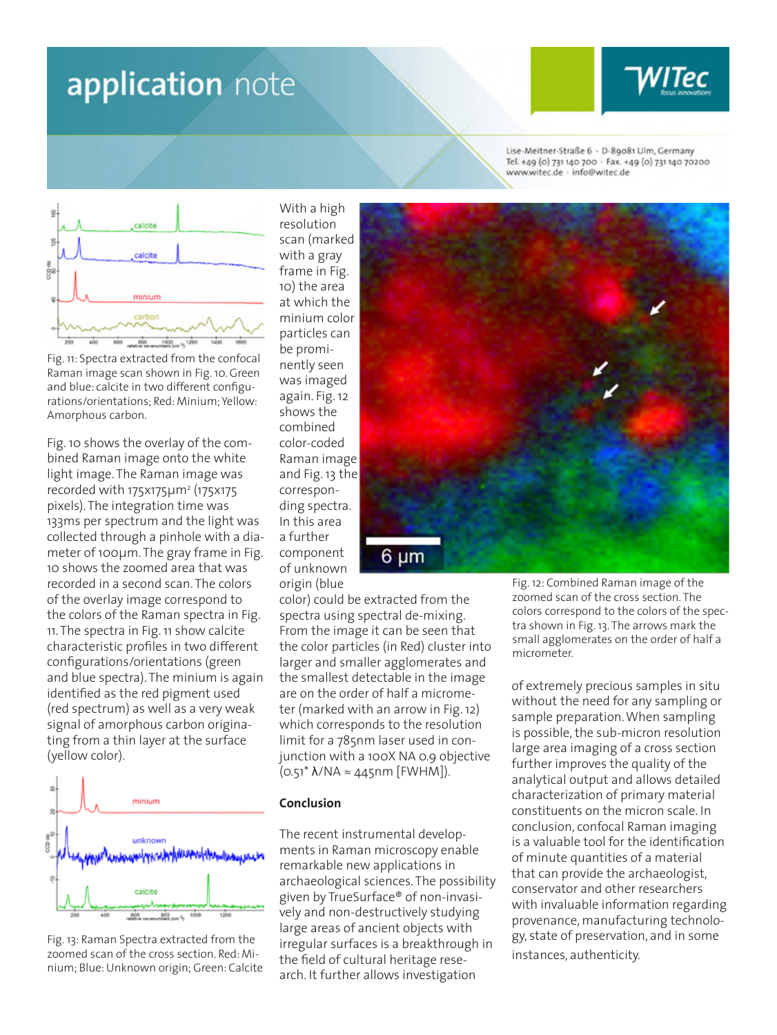Fig. 11: Spectra extracted from the confocal Raman image scan shown in Fig. 10. Green and blue: calcite in two different configurations/orientations; Red: Minium; Yellow: Amorphous carbon.

Fig. 10 shows the overlay of the combined Raman image onto the white light image. The Raman image was recorded with 175x175µm² (175x175 pixels). The integration time was 133ms per spectrum and the light was collected through a pinhole with a diameter of 100µm. The gray frame in Fig. 10 shows the zoomed area that was recorded in a second scan. The colors of the overlay image correspond to the colors of the Raman spectra in Fig. 11. The spectra in Fig. 11 show calcite characteristic profiles in two different configurations/orientations (green and blue spectra). The minium is again identified as the red pigment used (red spectrum) as well as a very weak signal of amorphous carbon originating from a thin layer at the surface (yellow color).

Fig. 13: Raman Spectra extracted from the zoomed scan of the cross section. Red: Minium; Blue: Unknown origin; Green: Calcite

With a high resolution scan (marked with a gray frame in Fig. 10) the area at which the minium color particles can be prominently seen was imaged again. Fig. 12 shows the combined color-coded Raman image and Fig. 13 the corresponding spectra. In this area a further component of unknown origin (blue color) could be extracted from the spectra using spectral de-mixing. From the image it can be seen that the color particles (in Red) cluster into larger and smaller agglomerates and the smallest detectable in the image are on the order of half a micrometer (marked with an arrow in Fig. 12) which corresponds to the resolution limit for a 785nm laser used in conjunction with a 100X NA 0.9 objective ($0.51^{*}\lambda/NA \approx 445$nm [FWHM]).

Fig. 12: Combined Raman image of the zoomed scan of the cross section. The colors correspond to the colors of the spectra shown in Fig. 13. The arrows mark the small agglomerates on the order of half a micrometer.

## Conclusion

The recent instrumental developments in Raman microscopy enable remarkable new applications in archaeological sciences. The possibility given by TrueSurface® of non-invasively and non-destructively studying large areas of ancient objects with irregular surfaces is a breakthrough in the field of cultural heritage research. It further allows investigation of extremely precious samples in situ without the need for any sampling or sample preparation. When sampling is possible, the sub-micron resolution large area imaging of a cross section further improves the quality of the analytical output and allows detailed characterization of primary material constituents on the micron scale. In conclusion, confocal Raman imaging is a valuable tool for the identification of minute quantities of a material that can provide the archaeologist, conservator and other researchers with invaluable information regarding provenance, manufacturing technology, state of preservation, and in some instances, authenticity.